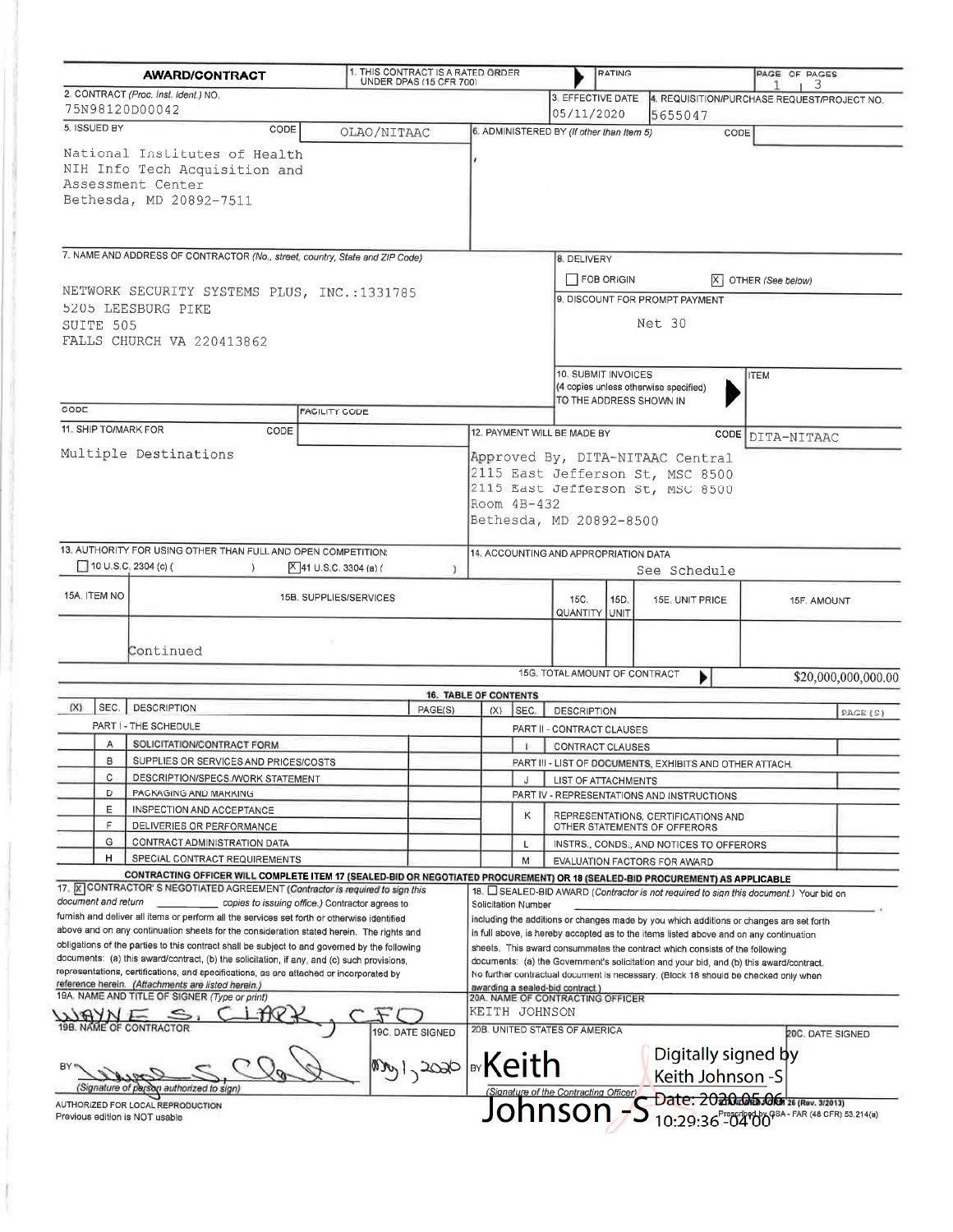# AWARD/CONTRACT

1. THIS CONTRACT IS A RATED ORDER UNDER DPAS (15 CFR 700) | RATING | PAGE OF PAGES 1 | 3

| 2. CONTRACT (Proc. Inst. Ident.) NO. | 3. EFFECTIVE DATE | 4. REQUISITION/PURCHASE REQUEST/PROJECT NO. |
|---|---|---|
| 75N98120D00042 | 05/11/2020 | 5655047 |

**5. ISSUED BY** CODE OLAO/NITAAC

National Institutes of Health
NIH Info Tech Acquisition and Assessment Center
Bethesda, MD 20892-7511

**6. ADMINISTERED BY** (If other than Item 5) CODE

**7. NAME AND ADDRESS OF CONTRACTOR** (No., street, country, State and ZIP Code)

NETWORK SECURITY SYSTEMS PLUS, INC.:1331785
5205 LEESBURG PIKE
SUITE 505
FALLS CHURCH VA 220413862

CODE | FACILITY CODE

**8. DELIVERY**

☐ FOB ORIGIN ☒ OTHER (See below)

**9. DISCOUNT FOR PROMPT PAYMENT**

Net 30

**10. SUBMIT INVOICES** (4 copies unless otherwise specified) TO THE ADDRESS SHOWN IN | ITEM

**11. SHIP TO/MARK FOR** CODE

Multiple Destinations

**12. PAYMENT WILL BE MADE BY** CODE DITA-NITAAC

Approved By, DITA-NITAAC Central
2115 East Jefferson St, MSC 8500
2115 East Jefferson St, MSC 8500
Room 4B-432
Bethesda, MD 20892-8500

**13. AUTHORITY FOR USING OTHER THAN FULL AND OPEN COMPETITION:**
☐ 10 U.S.C. 2304 (c) ( ) ☒ 41 U.S.C. 3304 (a) ( )

**14. ACCOUNTING AND APPROPRIATION DATA**
See Schedule

| 15A. ITEM NO | 15B. SUPPLIES/SERVICES | 15C. QUANTITY | 15D. UNIT | 15E. UNIT PRICE | 15F. AMOUNT |
|---|---|---|---|---|---|
| | Continued | | | | |
| | | 15G. TOTAL AMOUNT OF CONTRACT | | | $20,000,000,000.00 |

## 16. TABLE OF CONTENTS

| (X) | SEC. | DESCRIPTION | PAGE(S) | (X) | SEC. | DESCRIPTION | PAGE(S) |
|---|---|---|---|---|---|---|---|
| | | PART I - THE SCHEDULE | | | | PART II - CONTRACT CLAUSES | |
| | A | SOLICITATION/CONTRACT FORM | | | I | CONTRACT CLAUSES | |
| | B | SUPPLIES OR SERVICES AND PRICES/COSTS | | | | PART III - LIST OF DOCUMENTS, EXHIBITS AND OTHER ATTACH. | |
| | C | DESCRIPTION/SPECS./WORK STATEMENT | | | J | LIST OF ATTACHMENTS | |
| | D | PACKAGING AND MARKING | | | | PART IV - REPRESENTATIONS AND INSTRUCTIONS | |
| | E | INSPECTION AND ACCEPTANCE | | | K | REPRESENTATIONS, CERTIFICATIONS AND OTHER STATEMENTS OF OFFERORS | |
| | F | DELIVERIES OR PERFORMANCE | | | | | |
| | G | CONTRACT ADMINISTRATION DATA | | | L | INSTRS., CONDS., AND NOTICES TO OFFERORS | |
| | H | SPECIAL CONTRACT REQUIREMENTS | | | M | EVALUATION FACTORS FOR AWARD | |

**CONTRACTING OFFICER WILL COMPLETE ITEM 17 (SEALED-BID OR NEGOTIATED PROCUREMENT) OR 18 (SEALED-BID PROCUREMENT) AS APPLICABLE**

17. ☒ **CONTRACTOR'S NEGOTIATED AGREEMENT** (Contractor is required to sign this document and return ______ copies to issuing office.) Contractor agrees to furnish and deliver all items or perform all the services set forth or otherwise identified above and on any continuation sheets for the consideration stated herein. The rights and obligations of the parties to this contract shall be subject to and governed by the following documents: (a) this award/contract, (b) the solicitation, if any, and (c) such provisions, representations, certifications, and specifications, as are attached or incorporated by reference herein. (Attachments are listed herein.)

18. ☐ **SEALED-BID AWARD** (Contractor is not required to sign this document.) Your bid on Solicitation Number ______ including the additions or changes made by you which additions or changes are set forth in full above, is hereby accepted as to the items listed above and on any continuation sheets. This award consummates the contract which consists of the following documents: (a) the Government's solicitation and your bid, and (b) this award/contract. No further contractual document is necessary. (Block 18 should be checked only when awarding a sealed-bid contract.)

| 19A. NAME AND TITLE OF SIGNER (Type or print) | | 20A. NAME OF CONTRACTING OFFICER | |
|---|---|---|---|
| WAYNE S. CLARK, CFO | | KEITH JOHNSON | |
| 19B. NAME OF CONTRACTOR | 19C. DATE SIGNED | 20B. UNITED STATES OF AMERICA | 20C. DATE SIGNED |
| BY [signature] (Signature of person authorized to sign) | May 1, 2020 | BY Keith Johnson -S (Signature of the Contracting Officer) Digitally signed by Keith Johnson -S Date: 2020.05.06 10:29:36 -04'00' | |

AUTHORIZED FOR LOCAL REPRODUCTION
Previous edition is NOT usable

STANDARD FORM 26 (Rev. 3/2013)
Prescribed by GSA - FAR (48 CFR) 53.214(a)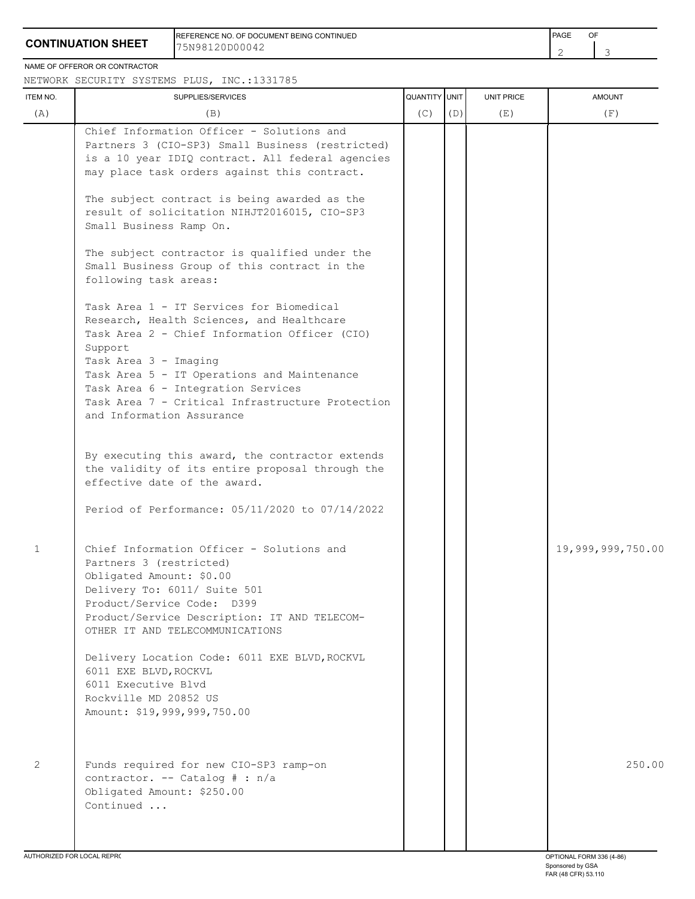**CONTINUATION SHEET**

REFERENCE NO. OF DOCUMENT BEING CONTINUED: 75N98120D00042

NAME OF OFFEROR OR CONTRACTOR: NETWORK SECURITY SYSTEMS PLUS, INC.:1331785

| ITEM NO. (A) | SUPPLIES/SERVICES (B) | QUANTITY (C) | UNIT (D) | UNIT PRICE (E) | AMOUNT (F) |
|---|---|---|---|---|---|
| | Chief Information Officer - Solutions and Partners 3 (CIO-SP3) Small Business (restricted) is a 10 year IDIQ contract. All federal agencies may place task orders against this contract.<br><br>The subject contract is being awarded as the result of solicitation NIHJT2016015, CIO-SP3 Small Business Ramp On.<br><br>The subject contractor is qualified under the Small Business Group of this contract in the following task areas:<br><br>Task Area 1 - IT Services for Biomedical Research, Health Sciences, and Healthcare<br>Task Area 2 - Chief Information Officer (CIO) Support<br>Task Area 3 - Imaging<br>Task Area 5 - IT Operations and Maintenance<br>Task Area 6 - Integration Services<br>Task Area 7 - Critical Infrastructure Protection and Information Assurance<br><br>By executing this award, the contractor extends the validity of its entire proposal through the effective date of the award.<br><br>Period of Performance: 05/11/2020 to 07/14/2022 | | | | |
| 1 | Chief Information Officer - Solutions and Partners 3 (restricted)<br>Obligated Amount: $0.00<br>Delivery To: 6011/ Suite 501<br>Product/Service Code: D399<br>Product/Service Description: IT AND TELECOM-OTHER IT AND TELECOMMUNICATIONS<br><br>Delivery Location Code: 6011 EXE BLVD,ROCKVL<br>6011 EXE BLVD,ROCKVL<br>6011 Executive Blvd<br>Rockville MD 20852 US<br>Amount: $19,999,999,750.00 | | | | 19,999,999,750.00 |
| 2 | Funds required for new CIO-SP3 ramp-on contractor. -- Catalog # : n/a<br>Obligated Amount: $250.00<br>Continued ... | | | | 250.00 |

AUTHORIZED FOR LOCAL REPRODUCTION

OPTIONAL FORM 336 (4-86)
Sponsored by GSA
FAR (48 CFR) 53.110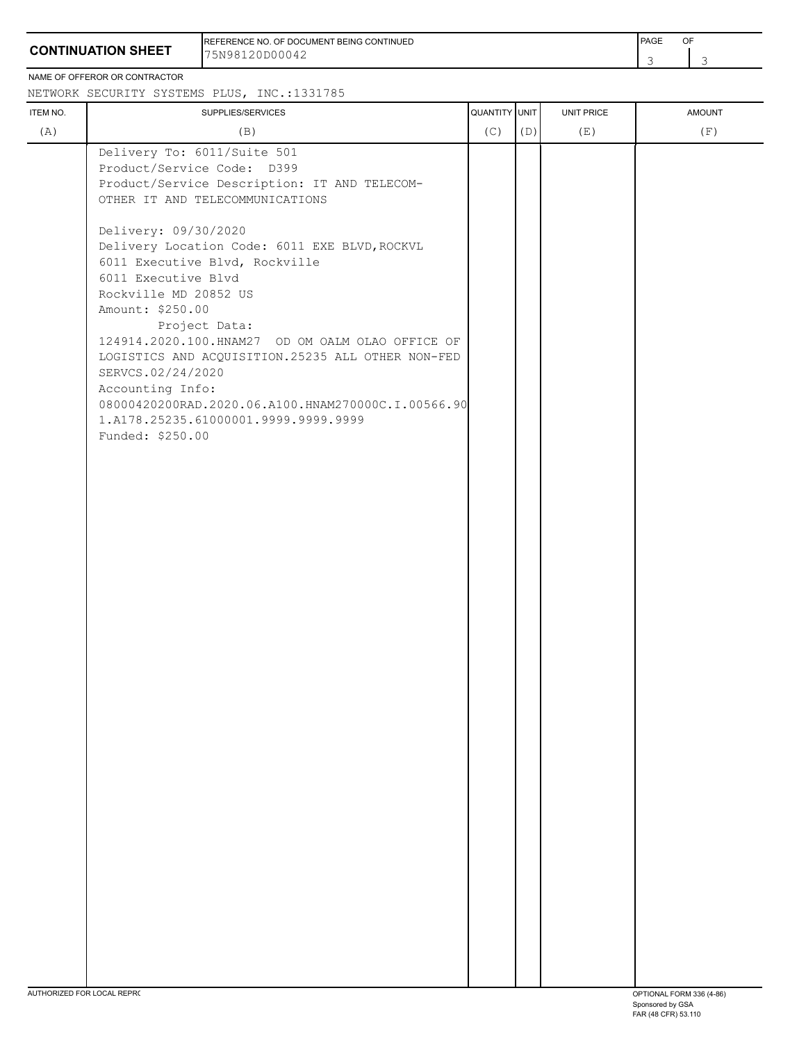**CONTINUATION SHEET**

REFERENCE NO. OF DOCUMENT BEING CONTINUED
75N98120D00042

NAME OF OFFEROR OR CONTRACTOR
NETWORK SECURITY SYSTEMS PLUS, INC.:1331785

| ITEM NO. (A) | SUPPLIES/SERVICES (B) | QUANTITY (C) | UNIT (D) | UNIT PRICE (E) | AMOUNT (F) |
|---|---|---|---|---|---|
| | Delivery To: 6011/Suite 501<br>Product/Service Code: D399<br>Product/Service Description: IT AND TELECOM-OTHER IT AND TELECOMMUNICATIONS<br><br>Delivery: 09/30/2020<br>Delivery Location Code: 6011 EXE BLVD,ROCKVL<br>6011 Executive Blvd, Rockville<br>6011 Executive Blvd<br>Rockville MD 20852 US<br>Amount: $250.00<br>Project Data:<br>124914.2020.100.HNAM27 OD OM OALM OLAO OFFICE OF LOGISTICS AND ACQUISITION.25235 ALL OTHER NON-FED SERVCS.02/24/2020<br>Accounting Info:<br>08000420200RAD.2020.06.A100.HNAM270000C.I.00566.901.A178.25235.61000001.9999.9999.9999<br>Funded: $250.00 | | | | |

AUTHORIZED FOR LOCAL REPRODUCTION

OPTIONAL FORM 336 (4-86)
Sponsored by GSA
FAR (48 CFR) 53.110